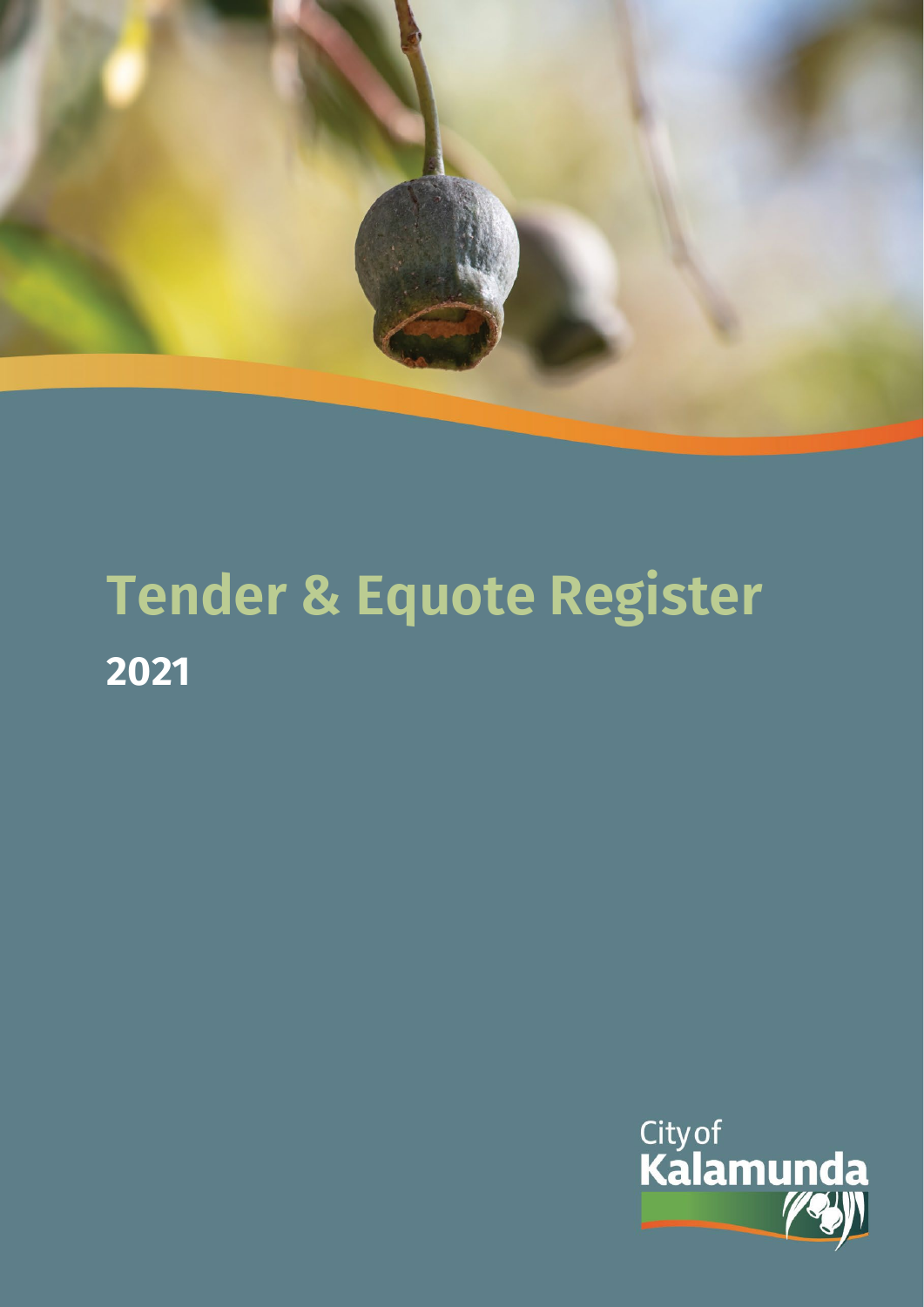# Tender & Equote Register

## 2021

City of Kalamunda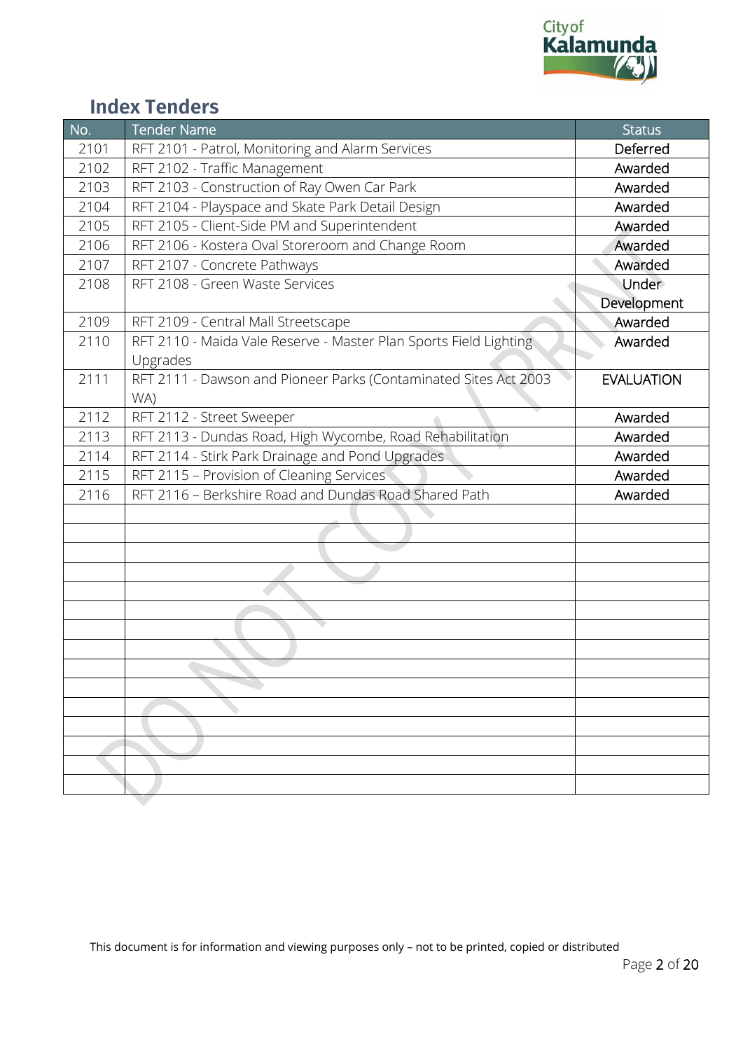## Index Tenders

| No. | Tender Name | Status |
|---|---|---|
| 2101 | RFT 2101 - Patrol, Monitoring and Alarm Services | Deferred |
| 2102 | RFT 2102 - Traffic Management | Awarded |
| 2103 | RFT 2103 - Construction of Ray Owen Car Park | Awarded |
| 2104 | RFT 2104 - Playspace and Skate Park Detail Design | Awarded |
| 2105 | RFT 2105 - Client-Side PM and Superintendent | Awarded |
| 2106 | RFT 2106 - Kostera Oval Storeroom and Change Room | Awarded |
| 2107 | RFT 2107 - Concrete Pathways | Awarded |
| 2108 | RFT 2108 - Green Waste Services | Under Development |
| 2109 | RFT 2109 - Central Mall Streetscape | Awarded |
| 2110 | RFT 2110 - Maida Vale Reserve - Master Plan Sports Field Lighting Upgrades | Awarded |
| 2111 | RFT 2111 - Dawson and Pioneer Parks (Contaminated Sites Act 2003 WA) | EVALUATION |
| 2112 | RFT 2112 - Street Sweeper | Awarded |
| 2113 | RFT 2113 - Dundas Road, High Wycombe, Road Rehabilitation | Awarded |
| 2114 | RFT 2114 - Stirk Park Drainage and Pond Upgrades | Awarded |
| 2115 | RFT 2115 – Provision of Cleaning Services | Awarded |
| 2116 | RFT 2116 – Berkshire Road and Dundas Road Shared Path | Awarded |
| | | |
| | | |
| | | |
| | | |
| | | |
| | | |
| | | |
| | | |
| | | |
| | | |
| | | |
| | | |
| | | |
| | | |
| | | |

This document is for information and viewing purposes only – not to be printed, copied or distributed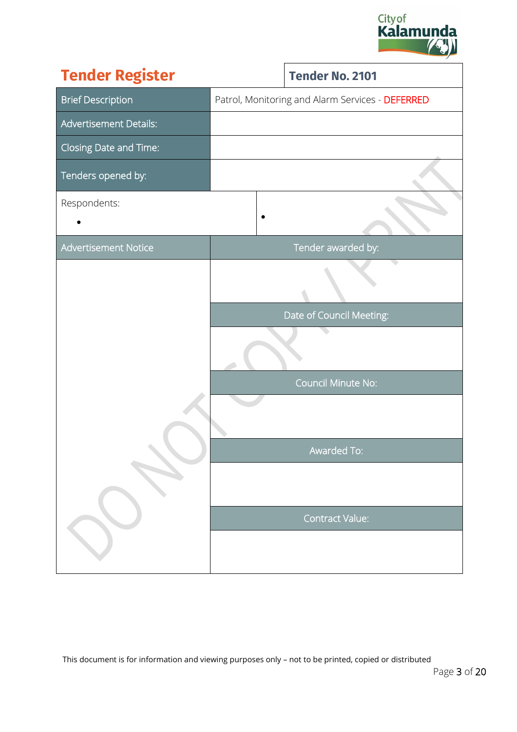# Tender Register

| Tender No. 2101 | |
|---|---|
| Brief Description | Patrol, Monitoring and Alarm Services - DEFERRED |
| Advertisement Details: | |
| Closing Date and Time: | |
| Tenders opened by: | |

Respondents:

- 
- 

| Advertisement Notice | Tender awarded by: |
|---|---|
| | |
| | Date of Council Meeting: |
| | |
| | Council Minute No: |
| | |
| | Awarded To: |
| | |
| | Contract Value: |
| | |

This document is for information and viewing purposes only – not to be printed, copied or distributed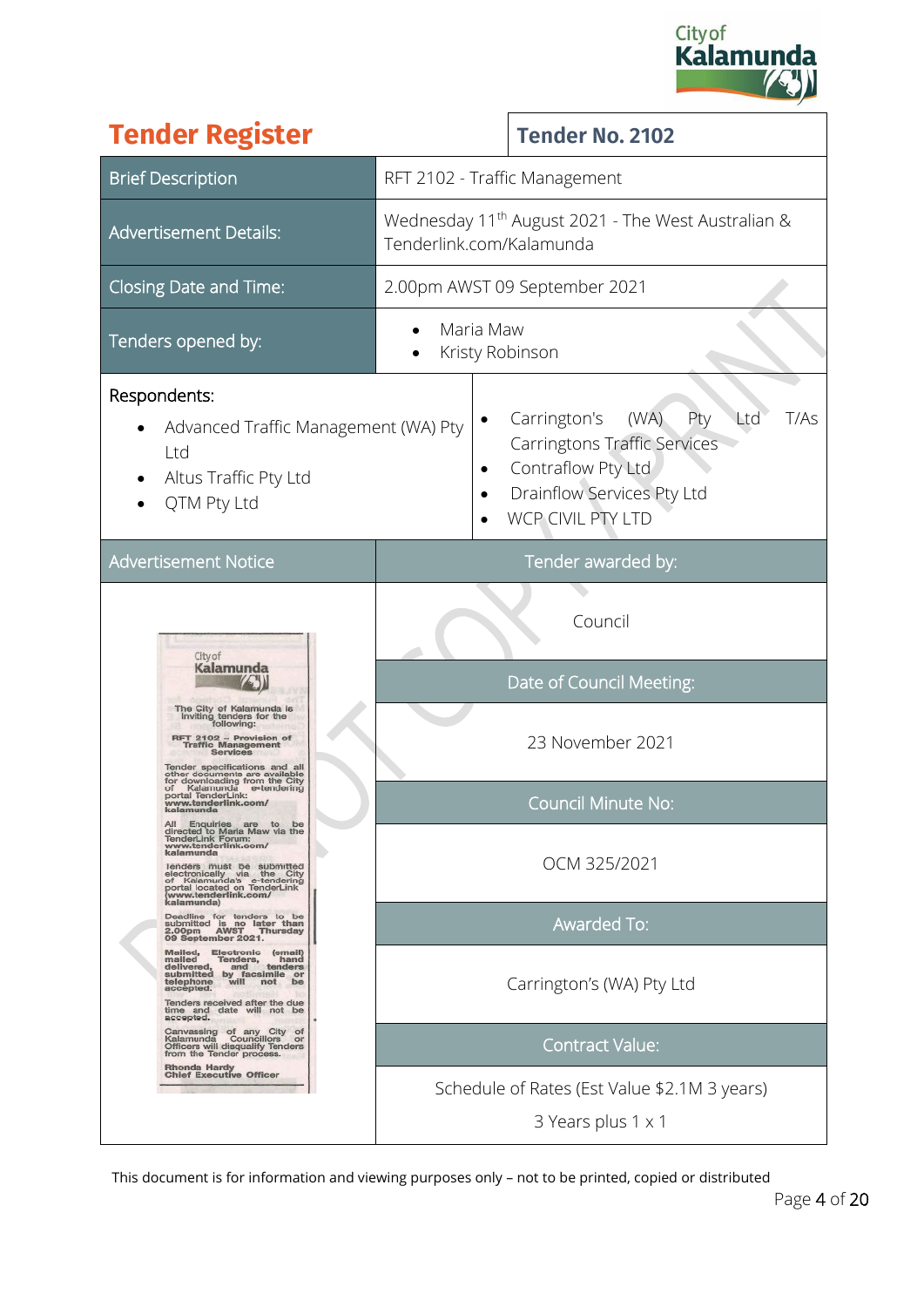# Tender Register

## Tender No. 2102

| | |
|---|---|
| Brief Description | RFT 2102 - Traffic Management |
| Advertisement Details: | Wednesday 11th August 2021 - The West Australian & Tenderlink.com/Kalamunda |
| Closing Date and Time: | 2.00pm AWST 09 September 2021 |
| Tenders opened by: | • Maria Maw<br>• Kristy Robinson |

**Respondents:**

- Advanced Traffic Management (WA) Pty Ltd
- Altus Traffic Pty Ltd
- QTM Pty Ltd
- Carrington's (WA) Pty Ltd T/As Carringtons Traffic Services
- Contraflow Pty Ltd
- Drainflow Services Pty Ltd
- WCP CIVIL PTY LTD

**Advertisement Notice**

City of Kalamunda

The City of Kalamunda is inviting tenders for the following:

RFT 2102 – Provision of Traffic Management Services

Tender specifications and all other documents are available for downloading from the City of Kalamunda e-tendering portal TenderLink: www.tenderlink.com/kalamunda

All Enquiries are to be directed to Maria Maw via the TenderLink Forum: www.tenderlink.com/kalamunda

Tenders must be submitted electronically via the City of Kalamunda's e-tendering portal located on TenderLink (www.tenderlink.com/kalamunda)

Deadline for tenders to be submitted is no later than 2.00pm AWST Thursday 09 September 2021.

Mailed, Electronic (email) mailed Tenders, hand delivered, and tenders submitted by facsimile or telephone will not be accepted.

Tenders received after the due time and date will not be accepted.

Canvassing of any City of Kalamunda Councillors or Officers will disqualify Tenders from the Tender process.

Rhonda Hardy
Chief Executive Officer

| | |
|---|---|
| Tender awarded by: | Council |
| Date of Council Meeting: | 23 November 2021 |
| Council Minute No: | OCM 325/2021 |
| Awarded To: | Carrington's (WA) Pty Ltd |
| Contract Value: | Schedule of Rates (Est Value $2.1M 3 years)<br>3 Years plus 1 x 1 |

This document is for information and viewing purposes only – not to be printed, copied or distributed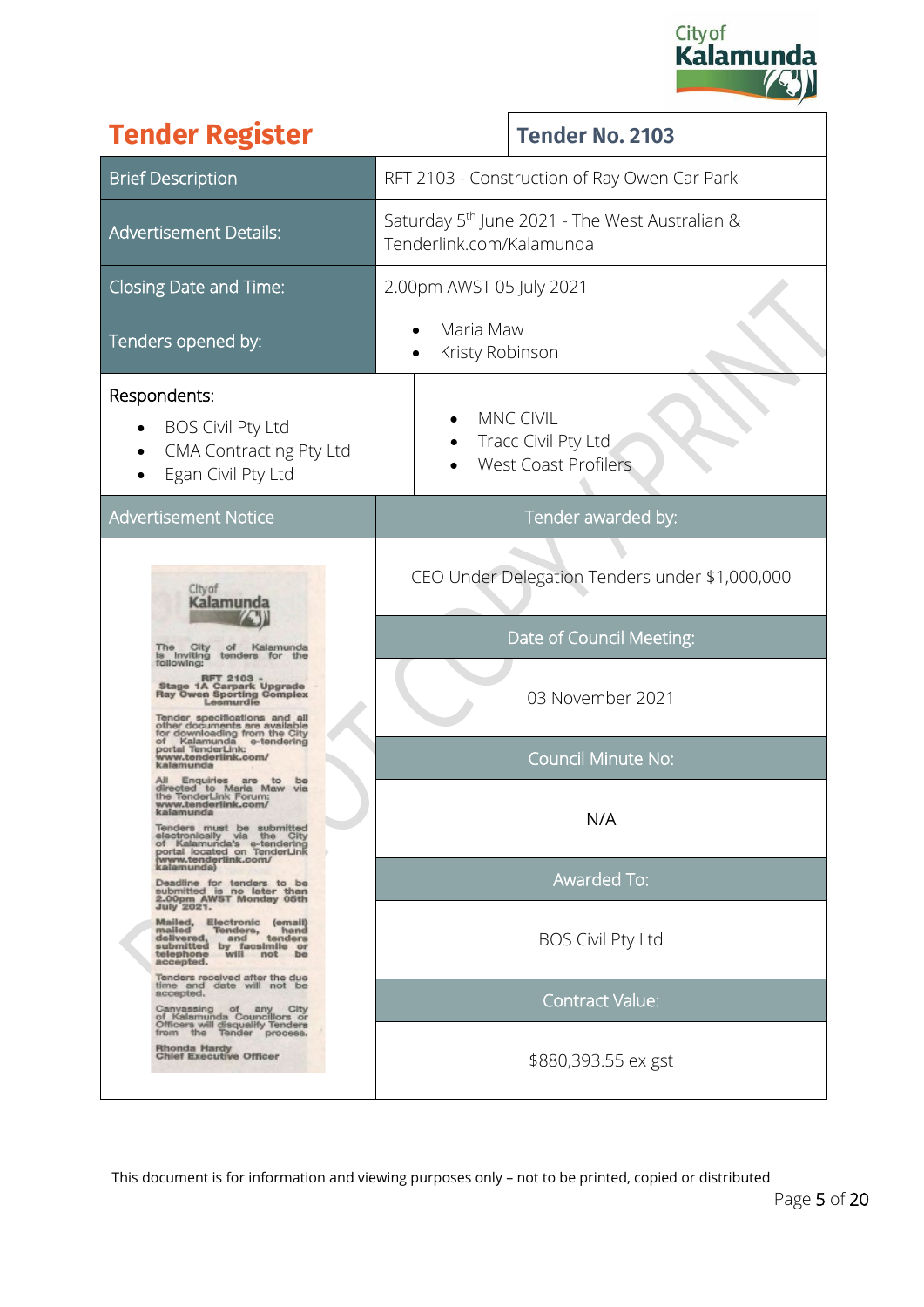# Tender Register

**Tender No. 2103**

| | |
|---|---|
| Brief Description | RFT 2103 - Construction of Ray Owen Car Park |
| Advertisement Details: | Saturday 5th June 2021 - The West Australian & Tenderlink.com/Kalamunda |
| Closing Date and Time: | 2.00pm AWST 05 July 2021 |
| Tenders opened by: | • Maria Maw<br>• Kristy Robinson |

**Respondents:**

- BOS Civil Pty Ltd
- CMA Contracting Pty Ltd
- Egan Civil Pty Ltd
- MNC CIVIL
- Tracc Civil Pty Ltd
- West Coast Profilers

| Advertisement Notice | |
|---|---|
| City of Kalamunda<br><br>The City of Kalamunda is inviting tenders for the following:<br><br>**RFT 2103 - Stage 1A Carpark Upgrade Ray Owen Sporting Complex Lesmurdie**<br><br>Tender specifications and all other documents are available for downloading from the City of Kalamunda e-tendering portal TenderLink: www.tenderlink.com/kalamunda<br><br>All Enquiries are to be directed to Maria Maw via the TenderLink Forum: www.tenderlink.com/kalamunda<br><br>Tenders must be submitted electronically via the City of Kalamunda's e-tendering portal located on TenderLink (www.tenderlink.com/kalamunda)<br><br>Deadline for tenders to be submitted is no later than 2.00pm AWST Monday 05th July 2021.<br><br>Mailed, Electronic (email) mailed Tenders, hand delivered, and tenders submitted by facsimile or telephone will not be accepted.<br><br>Tenders received after the due time and date will not be accepted.<br><br>Canvassing of any City of Kalamunda Councillors or Officers will disqualify Tenders from the Tender process.<br><br>**Rhonda Hardy**<br>**Chief Executive Officer** | **Tender awarded by:**<br><br>CEO Under Delegation Tenders under $1,000,000<br><br>**Date of Council Meeting:**<br><br>03 November 2021<br><br>**Council Minute No:**<br><br>N/A<br><br>**Awarded To:**<br><br>BOS Civil Pty Ltd<br><br>**Contract Value:**<br><br>$880,393.55 ex gst |

This document is for information and viewing purposes only – not to be printed, copied or distributed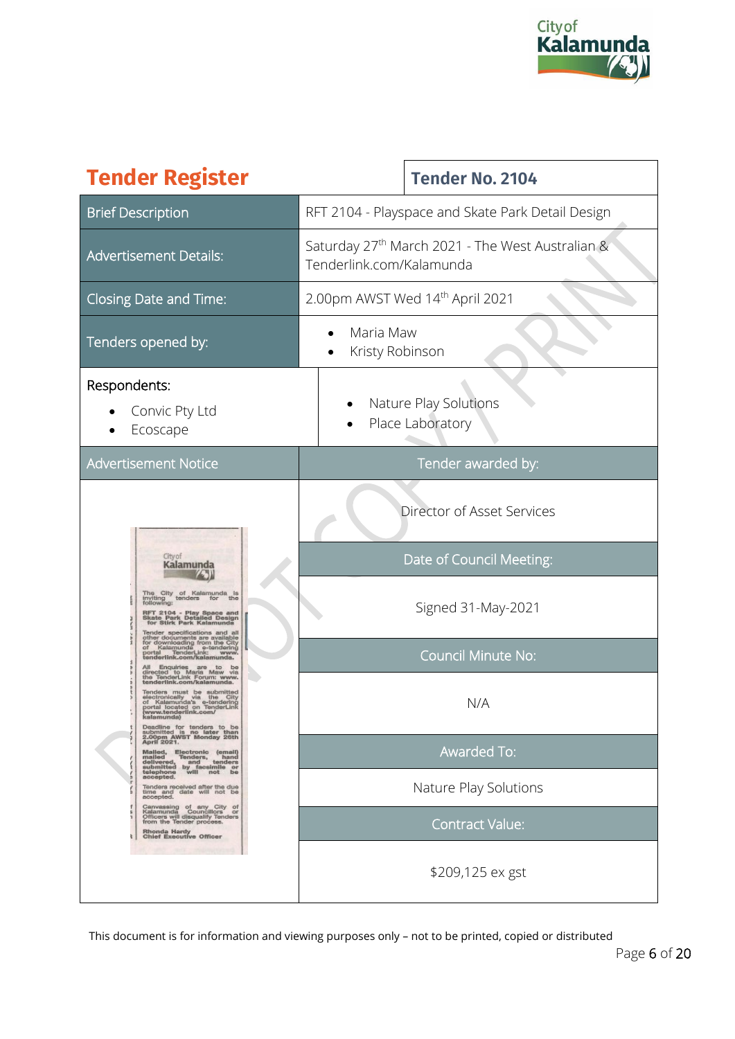## Tender Register

| Tender No. 2104 | |
|---|---|
| Brief Description | RFT 2104 - Playspace and Skate Park Detail Design |
| Advertisement Details: | Saturday 27th March 2021 - The West Australian & Tenderlink.com/Kalamunda |
| Closing Date and Time: | 2.00pm AWST Wed 14th April 2021 |
| Tenders opened by: | • Maria Maw<br>• Kristy Robinson |
| Respondents:<br>• Convic Pty Ltd<br>• Ecoscape | • Nature Play Solutions<br>• Place Laboratory |
| Advertisement Notice | Tender awarded by: |
| City of Kalamunda<br>The City of Kalamunda is inviting tenders for the following:<br>**RFT 2104 - Play Space and Skate Park Detailed Design for Stirk Park Kalamunda**<br>Tender specifications and all other documents are available for downloading from the City of Kalamunda e-tendering portal TenderLink: www.tenderlink.com/kalamunda.<br>All Enquiries are to be directed to Maria Maw via the TenderLink Forum: www.tenderlink.com/kalamunda.<br>Tenders must be submitted electronically via the City of Kalamunda's e-tendering portal located on TenderLink (www.tenderlink.com/kalamunda)<br>Deadline for tenders to be submitted is no later than **2.00pm AWST Monday 26th April 2021.**<br>Mailed, Electronic (email) mailed Tenders, hand delivered, and tenders submitted by facsimile or telephone will not be accepted.<br>Tenders received after the due time and date will not be accepted.<br>Canvassing of any City of Kalamunda Councillors or Officers will disqualify Tenders from the Tender process.<br>**Rhonda Hardy**<br>**Chief Executive Officer** | Director of Asset Services |
| | Date of Council Meeting: |
| | Signed 31-May-2021 |
| | Council Minute No: |
| | N/A |
| | Awarded To: |
| | Nature Play Solutions |
| | Contract Value: |
| | $209,125 ex gst |

This document is for information and viewing purposes only – not to be printed, copied or distributed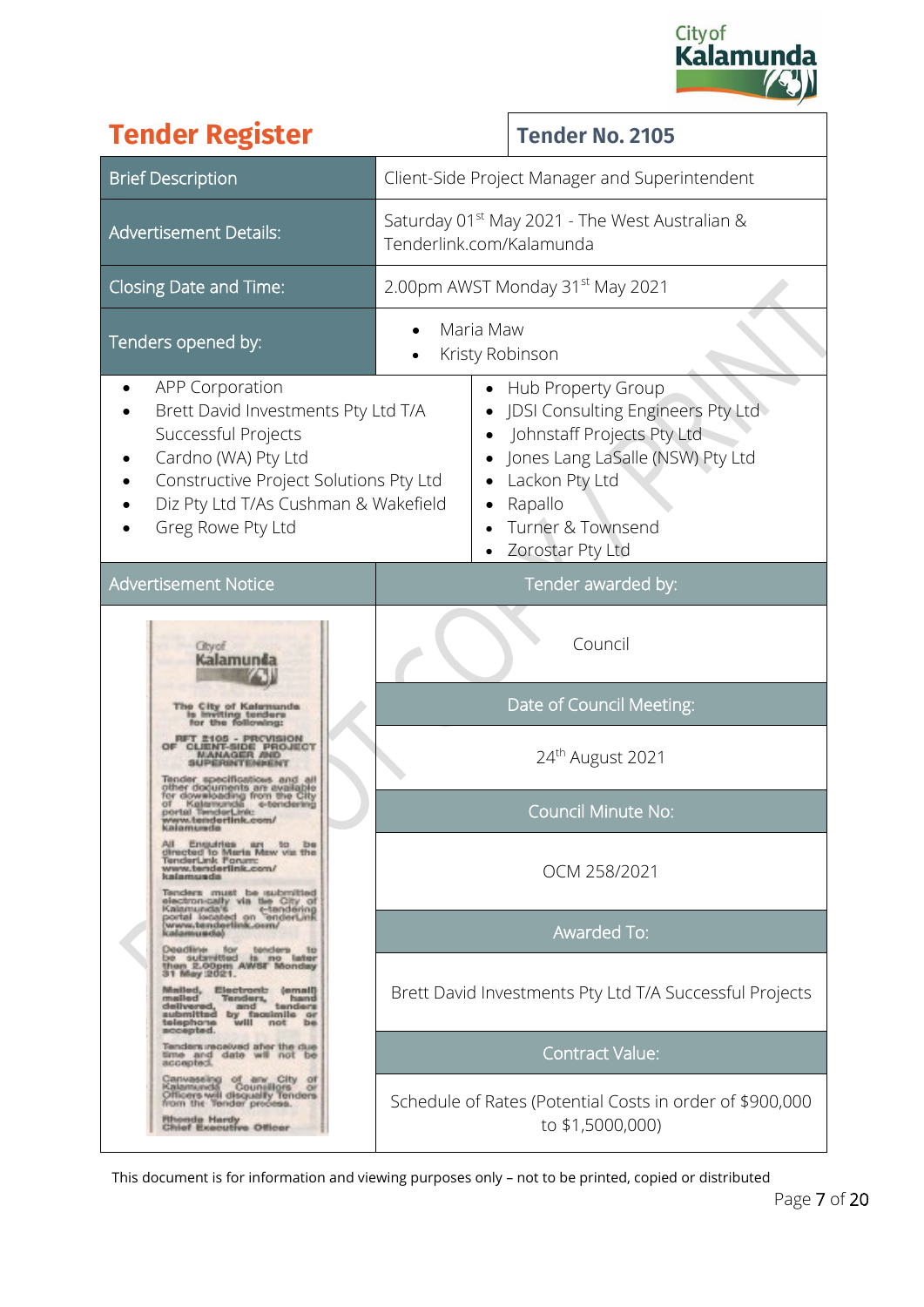# Tender Register

**Tender No. 2105**

| Brief Description | Client-Side Project Manager and Superintendent |
|---|---|
| Advertisement Details: | Saturday 01st May 2021 - The West Australian & Tenderlink.com/Kalamunda |
| Closing Date and Time: | 2.00pm AWST Monday 31st May 2021 |
| Tenders opened by: | • Maria Maw<br>• Kristy Robinson |

- APP Corporation
- Brett David Investments Pty Ltd T/A Successful Projects
- Cardno (WA) Pty Ltd
- Constructive Project Solutions Pty Ltd
- Diz Pty Ltd T/As Cushman & Wakefield
- Greg Rowe Pty Ltd
- Hub Property Group
- JDSI Consulting Engineers Pty Ltd
- Johnstaff Projects Pty Ltd
- Jones Lang LaSalle (NSW) Pty Ltd
- Lackon Pty Ltd
- Rapallo
- Turner & Townsend
- Zorostar Pty Ltd

**Advertisement Notice**

City of Kalamunda

The City of Kalamunda is inviting tenders for the following:

RFT 2105 - PROVISION OF CLIENT-SIDE PROJECT MANAGER AND SUPERINTENDENT

Tender specifications and all other documents are available for downloading from the City of Kalamunda e-tendering portal TenderLink: www.tenderlink.com/kalamunda

All Enquiries are to be directed to Maria Maw via the TenderLink Forum: www.tenderlink.com/kalamunda

Tenders must be submitted electronically via the City of Kalamunda's e-tendering portal located on TenderLink (www.tenderlink.com/kalamunda)

Deadline for tenders to be submitted is no later than 2.00pm AWST Monday 31 May 2021.

Mailed, Electronic (email) mailed Tenders, hand delivered, and tenders submitted by facsimile or telephone will not be accepted.

Tenders received after the due time and date will not be accepted.

Canvassing of any City of Kalamunda Councillors or Officers will disqualify Tenders from the Tender process.

Rhonda Hardy
Chief Executive Officer

| Tender awarded by: |
|---|
| Council |
| **Date of Council Meeting:** |
| 24th August 2021 |
| **Council Minute No:** |
| OCM 258/2021 |
| **Awarded To:** |
| Brett David Investments Pty Ltd T/A Successful Projects |
| **Contract Value:** |
| Schedule of Rates (Potential Costs in order of $900,000 to $1,5000,000) |

This document is for information and viewing purposes only – not to be printed, copied or distributed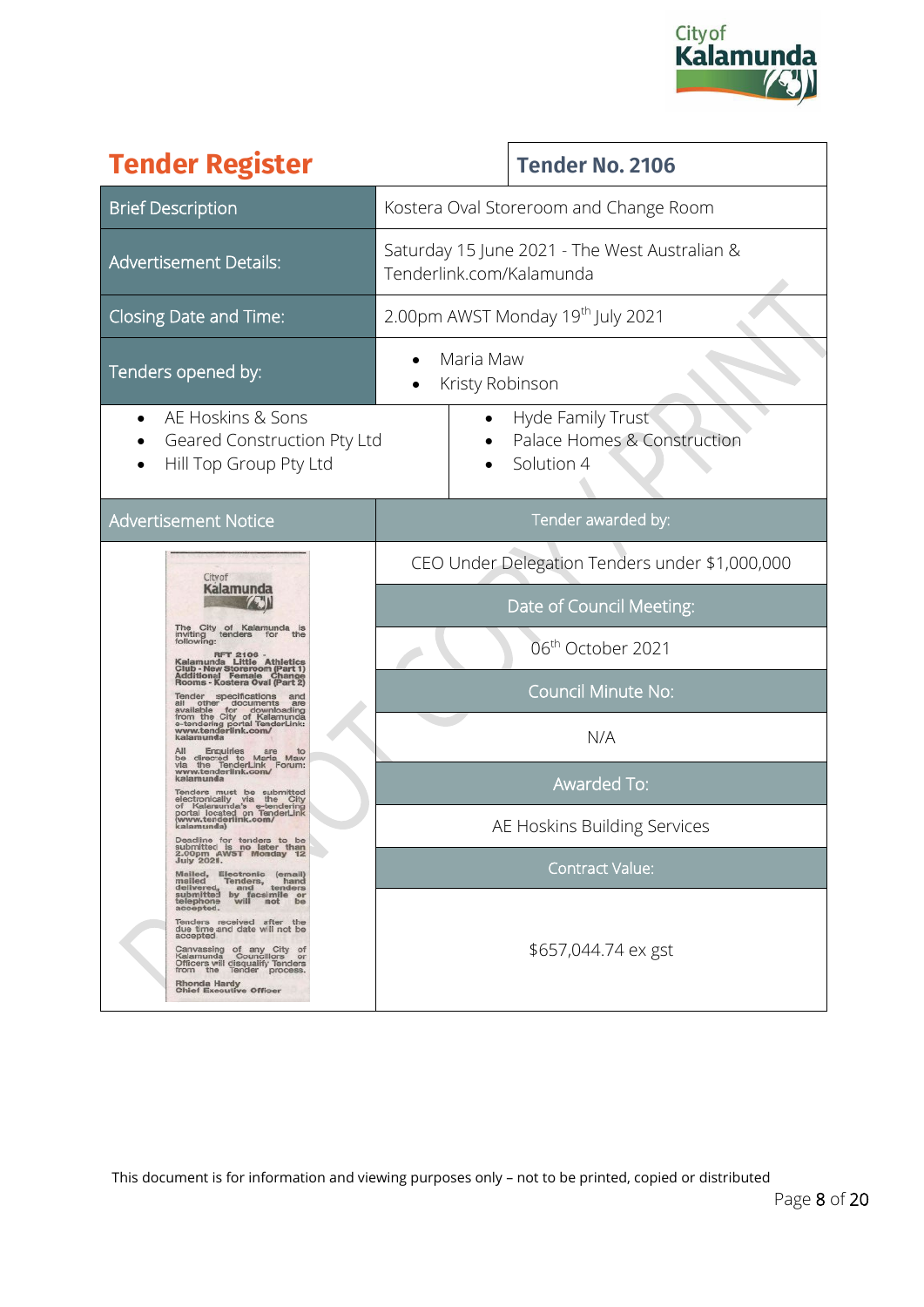# Tender Register

**Tender No. 2106**

| | |
|---|---|
| Brief Description | Kostera Oval Storeroom and Change Room |
| Advertisement Details: | Saturday 15 June 2021 - The West Australian & Tenderlink.com/Kalamunda |
| Closing Date and Time: | 2.00pm AWST Monday 19th July 2021 |
| Tenders opened by: | • Maria Maw<br>• Kristy Robinson |
| • AE Hoskins & Sons<br>• Geared Construction Pty Ltd<br>• Hill Top Group Pty Ltd | • Hyde Family Trust<br>• Palace Homes & Construction<br>• Solution 4 |
| Advertisement Notice | Tender awarded by: |
| City of Kalamunda<br><br>The City of Kalamunda is inviting tenders for the following:<br><br>RFT 2106 - Kalamunda Little Athletics Club - New Storeroom (Part 1) Additional Female Change Rooms - Kostera Oval (Part 2)<br><br>Tender specifications and all other documents are available for downloading from the City of Kalamunda e-tendering portal TenderLink: www.tenderlink.com/kalamunda<br><br>All Enquiries are to be directed to Maria Maw via the TenderLink Forum: www.tenderlink.com/kalamunda<br><br>Tenders must be submitted electronically via the City of Kalamunda's e-tendering portal located on TenderLink (www.tenderlink.com/kalamunda)<br><br>Deadline for tenders to be submitted is no later than 2.00pm AWST Monday 12 July 2021.<br><br>Mailed, Electronic (email) mailed Tenders, hand delivered, and tenders submitted by facsimile or telephone will not be accepted.<br><br>Tenders received after the due time and date will not be accepted<br><br>Canvassing of any City of Kalamunda Councillors or Officers will disqualify Tenders from the Tender process.<br><br>Rhonda Hardy<br>Chief Executive Officer | CEO Under Delegation Tenders under $1,000,000<br><br>**Date of Council Meeting:**<br>06th October 2021<br><br>**Council Minute No:**<br>N/A<br><br>**Awarded To:**<br>AE Hoskins Building Services<br><br>**Contract Value:**<br>$657,044.74 ex gst |

This document is for information and viewing purposes only – not to be printed, copied or distributed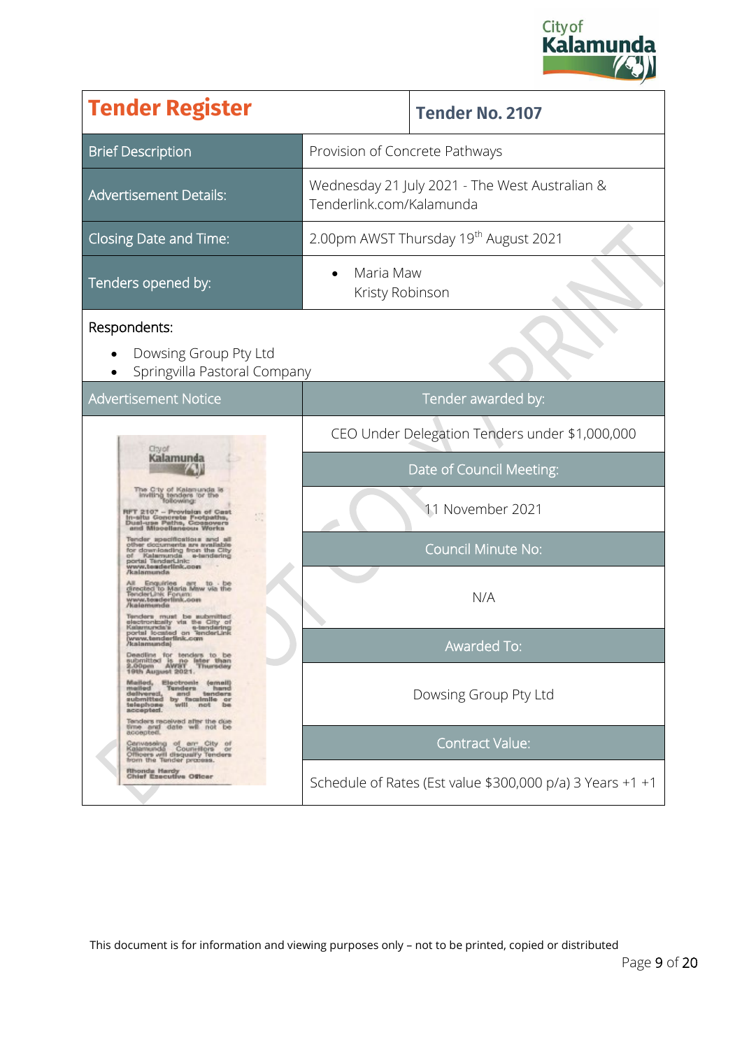# Tender Register

## Tender No. 2107

| | |
|---|---|
| Brief Description | Provision of Concrete Pathways |
| Advertisement Details: | Wednesday 21 July 2021 - The West Australian & Tenderlink.com/Kalamunda |
| Closing Date and Time: | 2.00pm AWST Thursday 19th August 2021 |
| Tenders opened by: | • Maria Maw<br>Kristy Robinson |

Respondents:

- Dowsing Group Pty Ltd
- Springvilla Pastoral Company

| Advertisement Notice | Tender awarded by: |
|---|---|
| City of Kalamunda<br><br>The City of Kalamunda is inviting tenders for the following:<br><br>RFT 2107 – Provision of Cast In-situ Concrete Footpaths, Dual-use Paths, Crossovers and Miscellaneous Works<br><br>Tender specifications and all other documents are available for downloading from the City of Kalamunda e-tendering portal TenderLink: www.tenderlink.com/kalamunda<br><br>All Enquiries are to be directed to Maria Maw via the TenderLink Forum: www.tenderlink.com/kalamunda<br><br>Tenders must be submitted electronically via the City of Kalamunda's e-tendering portal located on TenderLink (www.tenderlink.com/kalamunda)<br><br>Deadline for tenders to be submitted is no later than 2.00pm AWST Thursday 19th August 2021.<br><br>Mailed, Electronic (email) mailed Tenders hand delivered, and tenders submitted by facsimile or telephone will not be accepted.<br><br>Tenders received after the due time and date will not be accepted.<br><br>Canvassing of any City of Kalamunda Councillors or Officers will disqualify Tenders from the Tender process.<br><br>Rhonda Hardy<br>Chief Executive Officer | CEO Under Delegation Tenders under $1,000,000 |
| | **Date of Council Meeting:** |
| | 11 November 2021 |
| | **Council Minute No:** |
| | N/A |
| | **Awarded To:** |
| | Dowsing Group Pty Ltd |
| | **Contract Value:** |
| | Schedule of Rates (Est value $300,000 p/a) 3 Years +1 +1 |

This document is for information and viewing purposes only – not to be printed, copied or distributed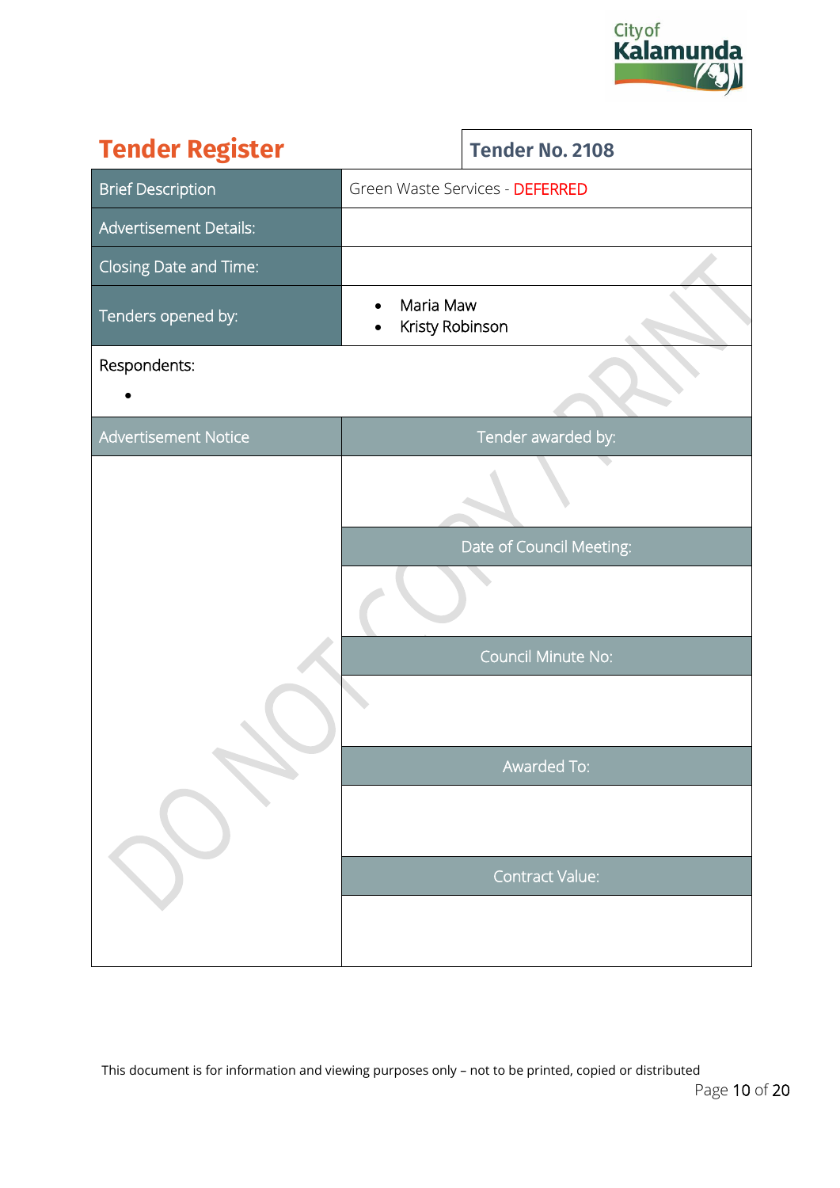# Tender Register

**Tender No. 2108**

| Brief Description | Green Waste Services - DEFERRED |
|---|---|
| Advertisement Details: | |
| Closing Date and Time: | |
| Tenders opened by: | • Maria Maw<br>• Kristy Robinson |

Respondents:

- 

| Advertisement Notice | Tender awarded by: |
|---|---|
| | |
| | Date of Council Meeting: |
| | |
| | Council Minute No: |
| | |
| | Awarded To: |
| | |
| | Contract Value: |
| | |

This document is for information and viewing purposes only – not to be printed, copied or distributed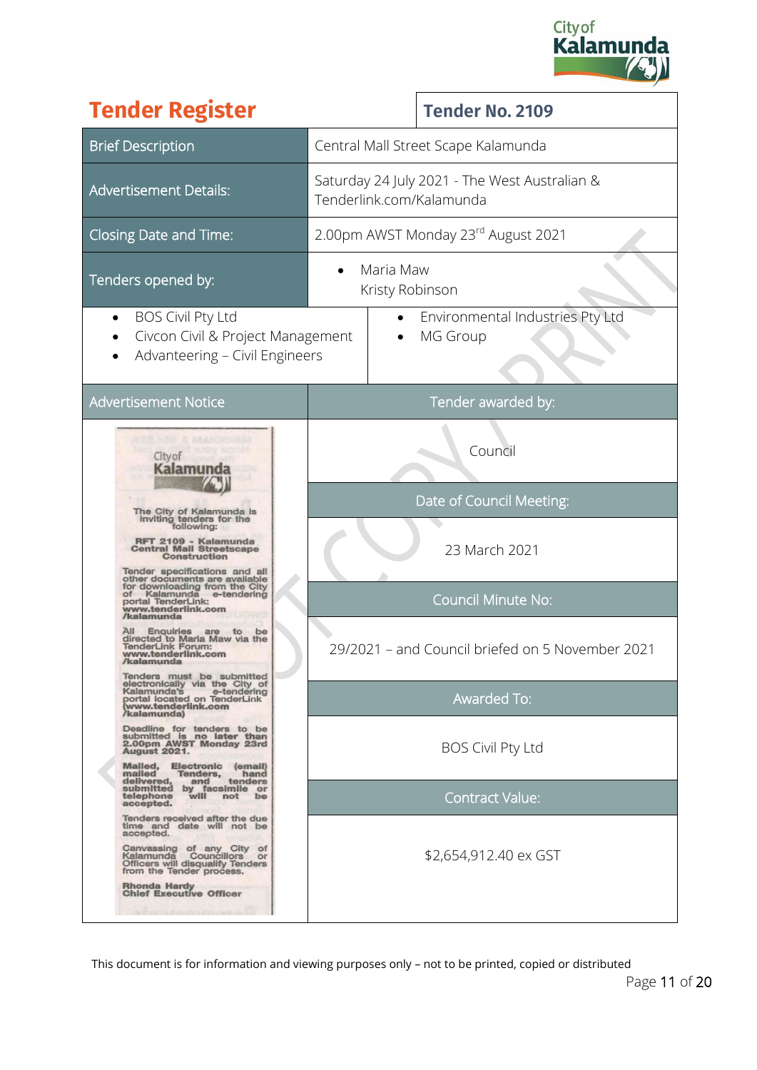## Tender Register

**Tender No. 2109**

| | |
|---|---|
| Brief Description | Central Mall Street Scape Kalamunda |
| Advertisement Details: | Saturday 24 July 2021 - The West Australian & Tenderlink.com/Kalamunda |
| Closing Date and Time: | 2.00pm AWST Monday 23rd August 2021 |
| Tenders opened by: | • Maria Maw<br>Kristy Robinson |

- BOS Civil Pty Ltd
- Civcon Civil & Project Management
- Advanteering – Civil Engineers
- Environmental Industries Pty Ltd
- MG Group

| Advertisement Notice | Tender awarded by: |
|---|---|
| City of Kalamunda<br><br>The City of Kalamunda is inviting tenders for the following:<br><br>**RFT 2109 - Kalamunda Central Mall Streetscape Construction**<br><br>Tender specifications and all other documents are available for downloading from the City of Kalamunda e-tendering portal TenderLink: **www.tenderlink.com/kalamunda**<br><br>All Enquiries are to be directed to Maria Maw via the TenderLink Forum: **www.tenderlink.com/kalamunda**<br><br>Tenders must be submitted electronically via the City of Kalamunda's e-tendering portal located on TenderLink (**www.tenderlink.com/kalamunda**)<br><br>Deadline for tenders to be submitted is no later than **2.00pm AWST Monday 23rd August 2021.**<br><br>Mailed, Electronic (email) mailed Tenders, hand delivered, and tenders submitted by facsimile or telephone will not be accepted.<br><br>Tenders received after the due time and date will not be accepted.<br><br>Canvassing of any City of Kalamunda Councillors or Officers will disqualify Tenders from the Tender process.<br><br>**Rhonda Hardy**<br>**Chief Executive Officer** | Council |
| | **Date of Council Meeting:** |
| | 23 March 2021 |
| | **Council Minute No:** |
| | 29/2021 – and Council briefed on 5 November 2021 |
| | **Awarded To:** |
| | BOS Civil Pty Ltd |
| | **Contract Value:** |
| | $2,654,912.40 ex GST |

This document is for information and viewing purposes only – not to be printed, copied or distributed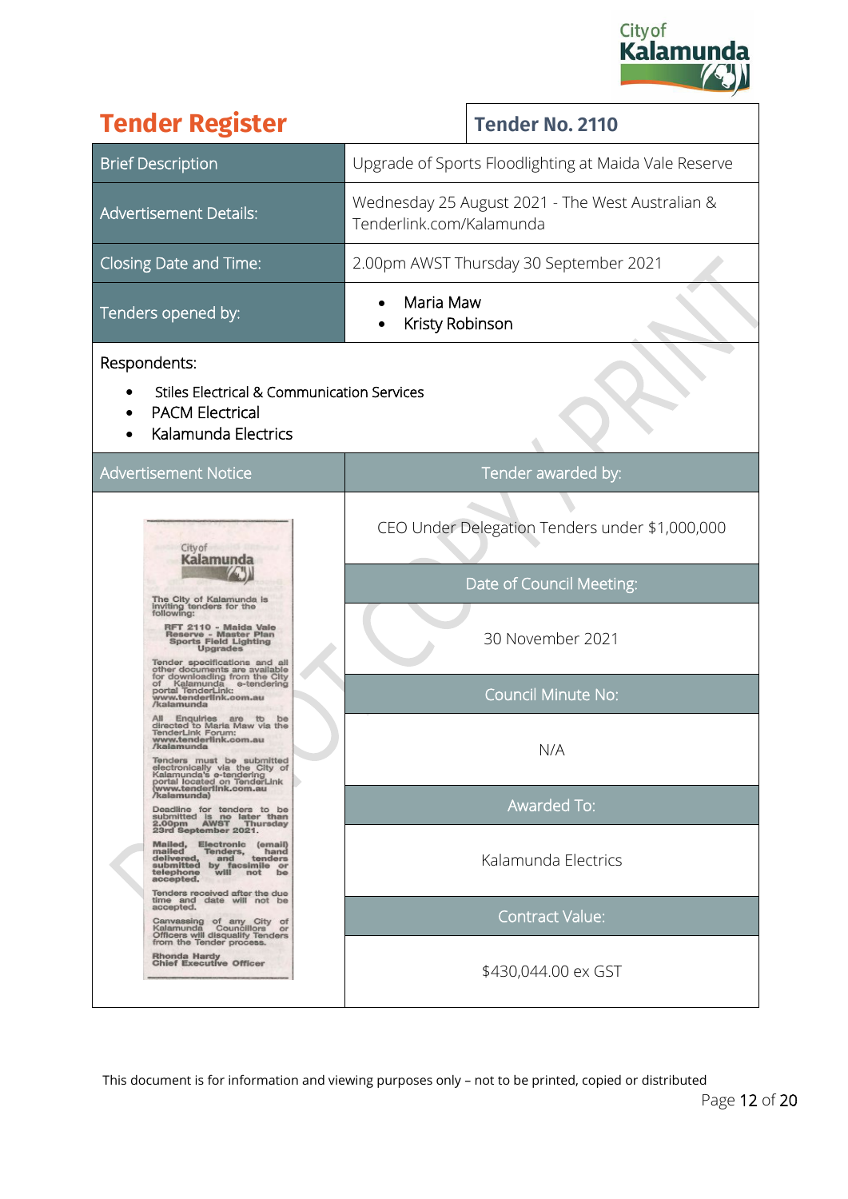# Tender Register

**Tender No. 2110**

| | |
|---|---|
| Brief Description | Upgrade of Sports Floodlighting at Maida Vale Reserve |
| Advertisement Details: | Wednesday 25 August 2021 - The West Australian & Tenderlink.com/Kalamunda |
| Closing Date and Time: | 2.00pm AWST Thursday 30 September 2021 |
| Tenders opened by: | • Maria Maw<br>• Kristy Robinson |

Respondents:

- Stiles Electrical & Communication Services
- PACM Electrical
- Kalamunda Electrics

| Advertisement Notice | Tender awarded by: |
|---|---|
| City of Kalamunda<br><br>The City of Kalamunda is inviting tenders for the following:<br><br>**RFT 2110 - Maida Vale Reserve - Master Plan Sports Field Lighting Upgrades**<br><br>Tender specifications and all other documents are available for downloading from the City of Kalamunda e-tendering portal TenderLink: **www.tenderlink.com.au/kalamunda**<br><br>All Enquiries are to be directed to Maria Maw via the TenderLink Forum: **www.tenderlink.com.au/kalamunda**<br><br>Tenders must be submitted electronically via the City of Kalamunda's e-tendering portal located on TenderLink (**www.tenderlink.com.au/kalamunda**)<br><br>Deadline for tenders to be submitted is no later than **2.00pm AWST Thursday 23rd September 2021.**<br><br>**Mailed, Electronic (email) mailed Tenders, hand delivered, and tenders submitted by facsimile or telephone will not be accepted.**<br><br>Tenders received after the due time and date will not be accepted.<br><br>Canvassing of any City of Kalamunda Councillors or Officers will disqualify Tenders from the Tender process.<br><br>**Rhonda Hardy**<br>**Chief Executive Officer** | CEO Under Delegation Tenders under $1,000,000 |
| | **Date of Council Meeting:** |
| | 30 November 2021 |
| | **Council Minute No:** |
| | N/A |
| | **Awarded To:** |
| | Kalamunda Electrics |
| | **Contract Value:** |
| | $430,044.00 ex GST |

This document is for information and viewing purposes only – not to be printed, copied or distributed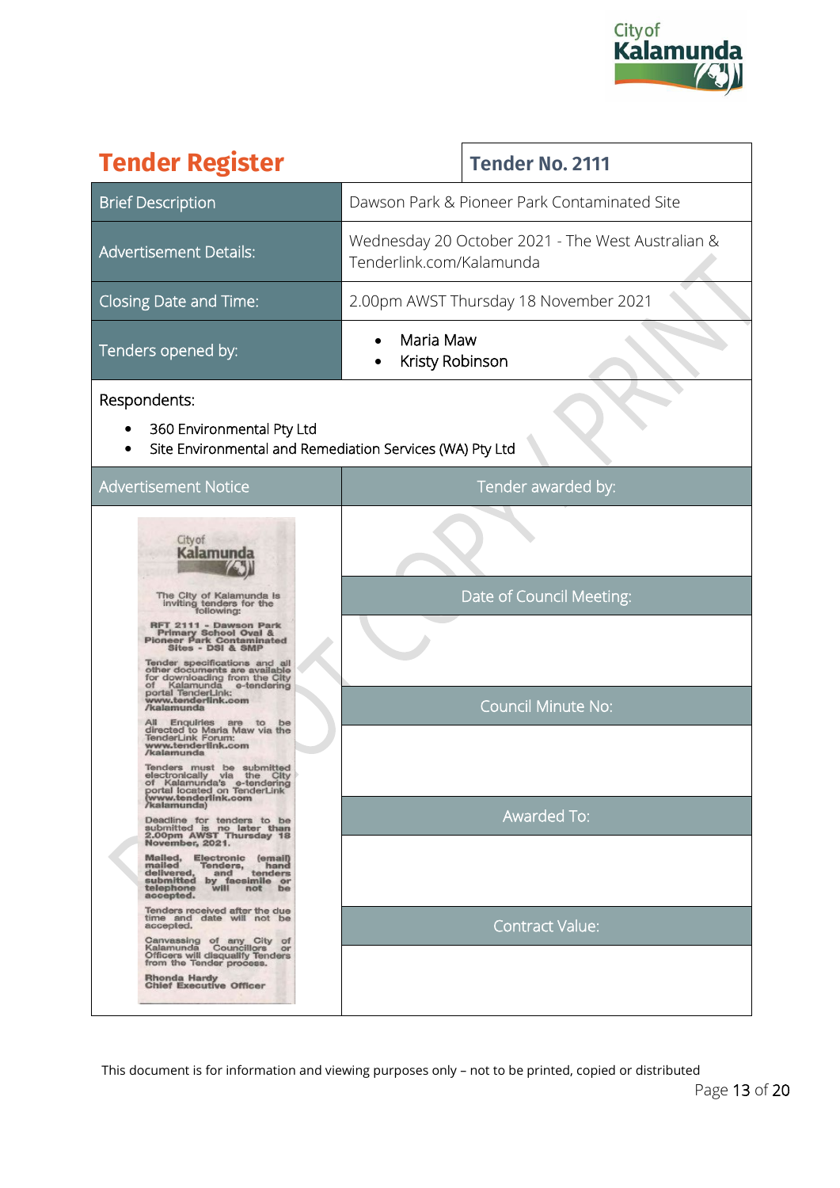# Tender Register

| Tender No. 2111 | |
|---|---|
| Brief Description | Dawson Park & Pioneer Park Contaminated Site |
| Advertisement Details: | Wednesday 20 October 2021 - The West Australian & Tenderlink.com/Kalamunda |
| Closing Date and Time: | 2.00pm AWST Thursday 18 November 2021 |
| Tenders opened by: | • Maria Maw<br>• Kristy Robinson |

Respondents:

- 360 Environmental Pty Ltd
- Site Environmental and Remediation Services (WA) Pty Ltd

| Advertisement Notice | Tender awarded by: |
|---|---|
| City of Kalamunda<br><br>The City of Kalamunda is inviting tenders for the following:<br><br>**RFT 2111 - Dawson Park Primary School Oval & Pioneer Park Contaminated Sites - DSI & SMP**<br><br>Tender specifications and all other documents are available for downloading from the City of Kalamunda e-tendering portal TenderLink: **www.tenderlink.com /kalamunda**<br><br>All Enquiries are to be directed to Maria Maw via the TenderLink Forum: **www.tenderlink.com /kalamunda**<br><br>Tenders must be submitted electronically via the City of Kalamunda's e-tendering portal located on TenderLink (**www.tenderlink.com /kalamunda**)<br><br>Deadline for tenders to be submitted is no later than **2.00pm AWST Thursday 18 November, 2021.**<br><br>**Mailed, Electronic (email) mailed Tenders, hand delivered, and tenders submitted by facsimile or telephone will not be accepted.**<br><br>Tenders received after the due time and date will not be accepted.<br><br>Canvassing of any City of Kalamunda Councillors or Officers will disqualify Tenders from the Tender process.<br><br>**Rhonda Hardy**<br>**Chief Executive Officer** | |
| | Date of Council Meeting: |
| | |
| | Council Minute No: |
| | |
| | Awarded To: |
| | |
| | Contract Value: |
| | |

This document is for information and viewing purposes only – not to be printed, copied or distributed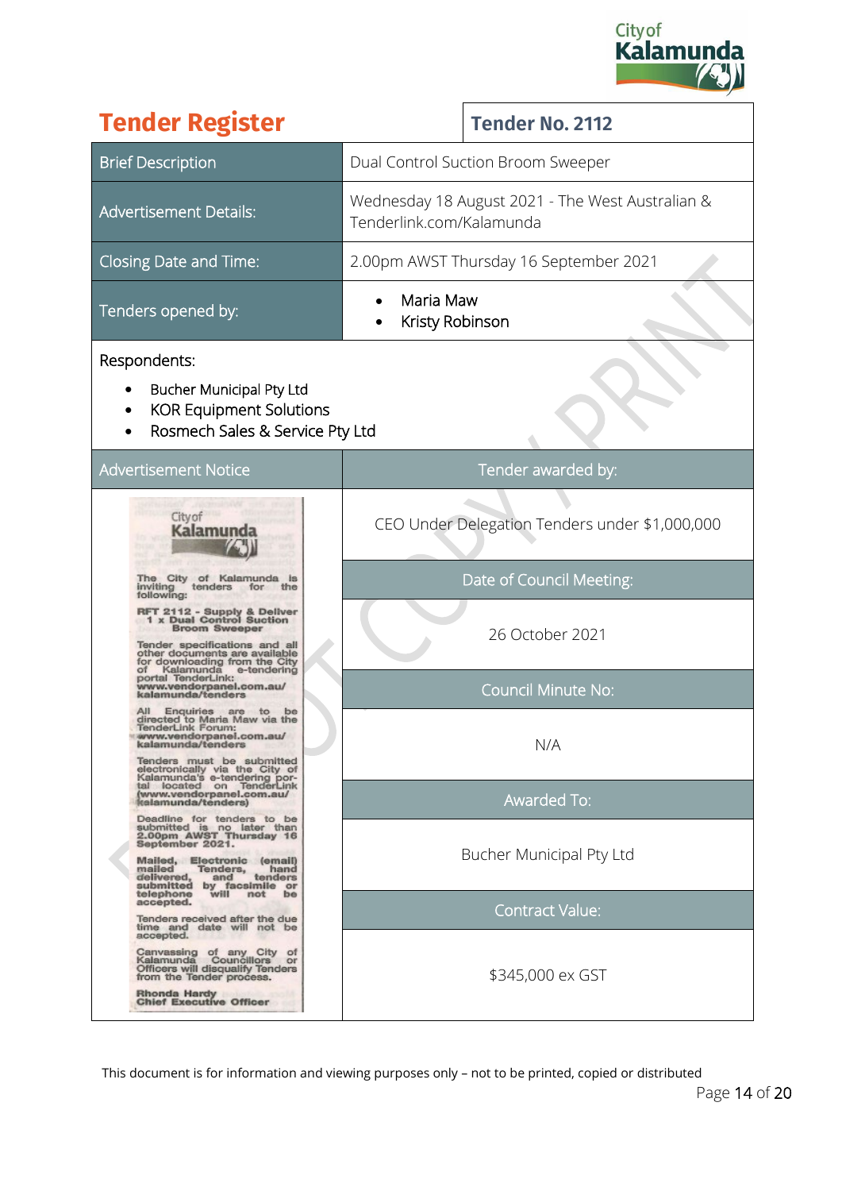# Tender Register

**Tender No. 2112**

| | |
|---|---|
| Brief Description | Dual Control Suction Broom Sweeper |
| Advertisement Details: | Wednesday 18 August 2021 - The West Australian & Tenderlink.com/Kalamunda |
| Closing Date and Time: | 2.00pm AWST Thursday 16 September 2021 |
| Tenders opened by: | • Maria Maw<br>• Kristy Robinson |

Respondents:

- Bucher Municipal Pty Ltd
- KOR Equipment Solutions
- Rosmech Sales & Service Pty Ltd

| Advertisement Notice | Tender awarded by: |
|---|---|
| City of Kalamunda<br><br>The City of Kalamunda is inviting tenders for the following:<br><br>**RFT 2112 - Supply & Deliver 1 x Dual Control Suction Broom Sweeper**<br><br>Tender specifications and all other documents are available for downloading from the City of Kalamunda e-tendering portal TenderLink: www.vendorpanel.com.au/kalamunda/tenders<br><br>All Enquiries are to be directed to Maria Maw via the TenderLink Forum: www.vendorpanel.com.au/kalamunda/tenders<br><br>Tenders must be submitted electronically via the City of Kalamunda's e-tendering portal located on TenderLink (www.vendorpanel.com.au/kalamunda/tenders)<br><br>Deadline for tenders to be submitted is no later than 2.00pm AWST Thursday 16 September 2021.<br><br>Mailed, Electronic (email) mailed Tenders, hand delivered, and tenders submitted by facsimile or telephone will not be accepted.<br><br>Tenders received after the due time and date will not be accepted.<br><br>Canvassing of any City of Kalamunda Councillors or Officers will disqualify Tenders from the Tender process.<br><br>**Rhonda Hardy**<br>**Chief Executive Officer** | CEO Under Delegation Tenders under $1,000,000 |
| | **Date of Council Meeting:** |
| | 26 October 2021 |
| | **Council Minute No:** |
| | N/A |
| | **Awarded To:** |
| | Bucher Municipal Pty Ltd |
| | **Contract Value:** |
| | $345,000 ex GST |

This document is for information and viewing purposes only – not to be printed, copied or distributed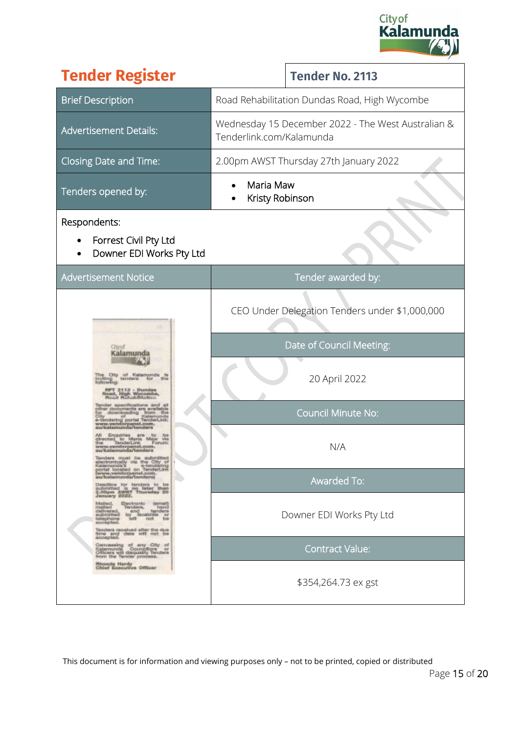# Tender Register

## Tender No. 2113

| | |
|---|---|
| Brief Description | Road Rehabilitation Dundas Road, High Wycombe |
| Advertisement Details: | Wednesday 15 December 2022 - The West Australian & Tenderlink.com/Kalamunda |
| Closing Date and Time: | 2.00pm AWST Thursday 27th January 2022 |
| Tenders opened by: | • Maria Maw<br>• Kristy Robinson |

Respondents:

- Forrest Civil Pty Ltd
- Downer EDI Works Pty Ltd

| Advertisement Notice | Tender awarded by: |
|---|---|
| City of Kalamunda<br><br>The City of Kalamunda is inviting tenders for the following:<br><br>RFT 2113 - Dundas Road, High Wycombe, Road Rehabilitation<br><br>Tender specifications and all other documents are available for downloading from the City of Kalamunda e-tendering portal TenderLink: www.vendorpanel.com.au/kalamunda/tenders<br><br>All Enquiries are to be directed to Maria Maw via the TenderLink Forum: www.vendorpanel.com.au/kalamunda/tenders<br><br>Tenders must be submitted electronically via the City of Kalamunda's e-tendering portal located on TenderLink (www.vendorpanel.com.au/kalamunda/tenders)<br><br>Deadline for tenders to be submitted is no later than 2.00pm AWST Thursday 20 January 2022.<br><br>Mailed, Electronic (email) mailed Tenders, hand delivered, and tenders submitted by facsimile or telephone will not be accepted.<br><br>Tenders received after the due time and date will not be accepted.<br><br>Canvassing of any City of Kalamunda Councillors or Officers will disqualify Tenders from the Tender process.<br><br>Rhonda Hardy<br>Chief Executive Officer | CEO Under Delegation Tenders under $1,000,000 |
| | **Date of Council Meeting:** |
| | 20 April 2022 |
| | **Council Minute No:** |
| | N/A |
| | **Awarded To:** |
| | Downer EDI Works Pty Ltd |
| | **Contract Value:** |
| | $354,264.73 ex gst |

This document is for information and viewing purposes only – not to be printed, copied or distributed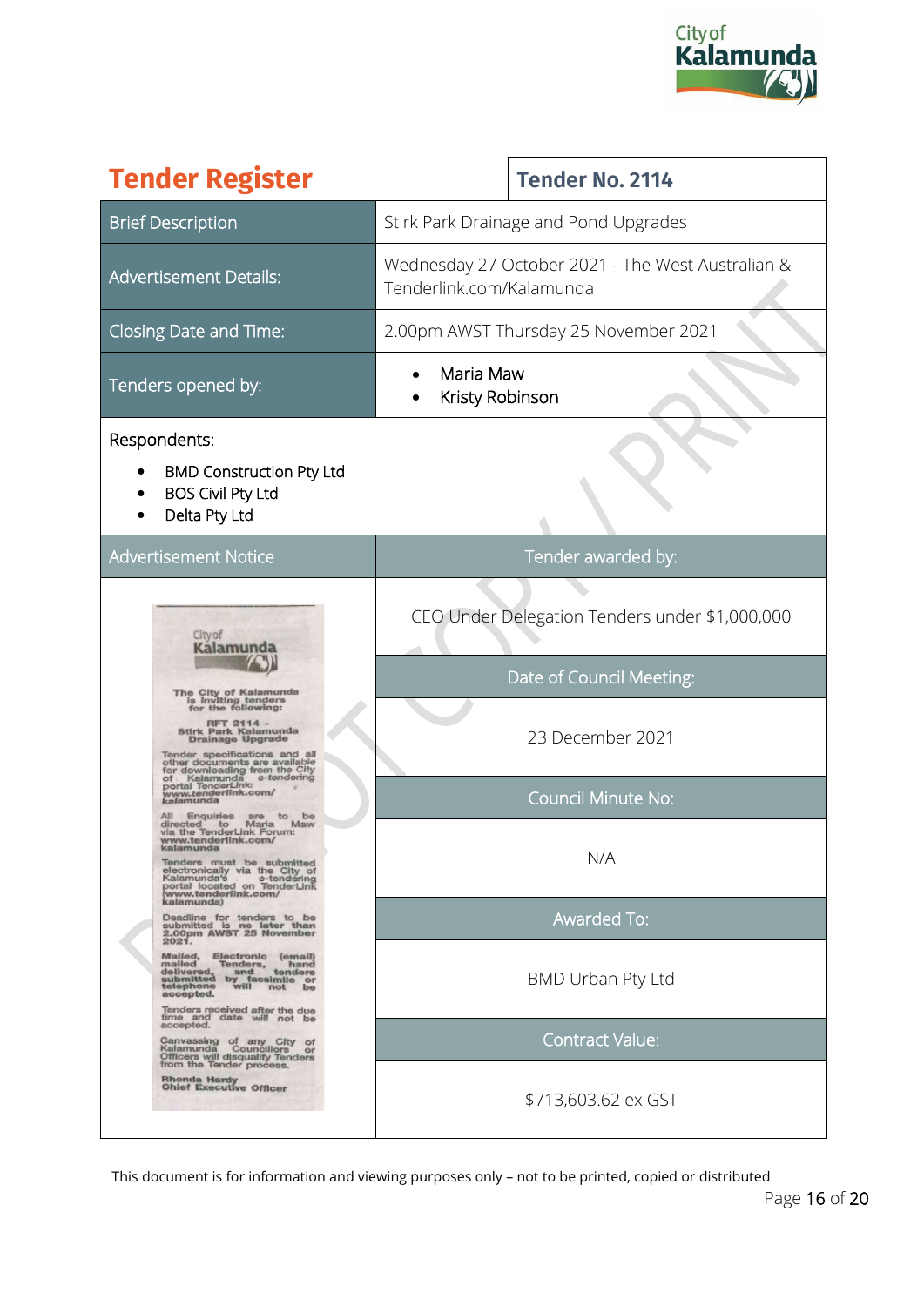# Tender Register

**Tender No. 2114**

| | |
|---|---|
| Brief Description | Stirk Park Drainage and Pond Upgrades |
| Advertisement Details: | Wednesday 27 October 2021 - The West Australian & Tenderlink.com/Kalamunda |
| Closing Date and Time: | 2.00pm AWST Thursday 25 November 2021 |
| Tenders opened by: | • Maria Maw<br>• Kristy Robinson |

Respondents:

- BMD Construction Pty Ltd
- BOS Civil Pty Ltd
- Delta Pty Ltd

| Advertisement Notice | Tender awarded by: |
|---|---|
| City of Kalamunda<br><br>The City of Kalamunda is inviting tenders for the following:<br><br>RFT 2114 - Stirk Park Kalamunda Drainage Upgrade<br><br>Tender specifications and all other documents are available for downloading from the City of Kalamunda e-tendering portal TenderLink: www.tenderlink.com/kalamunda<br><br>All Enquiries are to be directed to Maria Maw via the TenderLink Forum: www.tenderlink.com/kalamunda<br><br>Tenders must be submitted electronically via the City of Kalamunda's e-tendering portal located on TenderLink (www.tenderlink.com/kalamunda)<br><br>Deadline for tenders to be submitted is no later than 2.00pm AWST 25 November 2021.<br><br>Mailed, Electronic (email) mailed Tenders, hand delivered, and tenders submitted by facsimile or telephone will not be accepted.<br><br>Tenders received after the due time and date will not be accepted.<br><br>Canvassing of any City of Kalamunda Councillors or Officers will disqualify Tenders from the Tender process.<br><br>Rhonda Hardy<br>Chief Executive Officer | CEO Under Delegation Tenders under $1,000,000 |
| | **Date of Council Meeting:** |
| | 23 December 2021 |
| | **Council Minute No:** |
| | N/A |
| | **Awarded To:** |
| | BMD Urban Pty Ltd |
| | **Contract Value:** |
| | $713,603.62 ex GST |

This document is for information and viewing purposes only – not to be printed, copied or distributed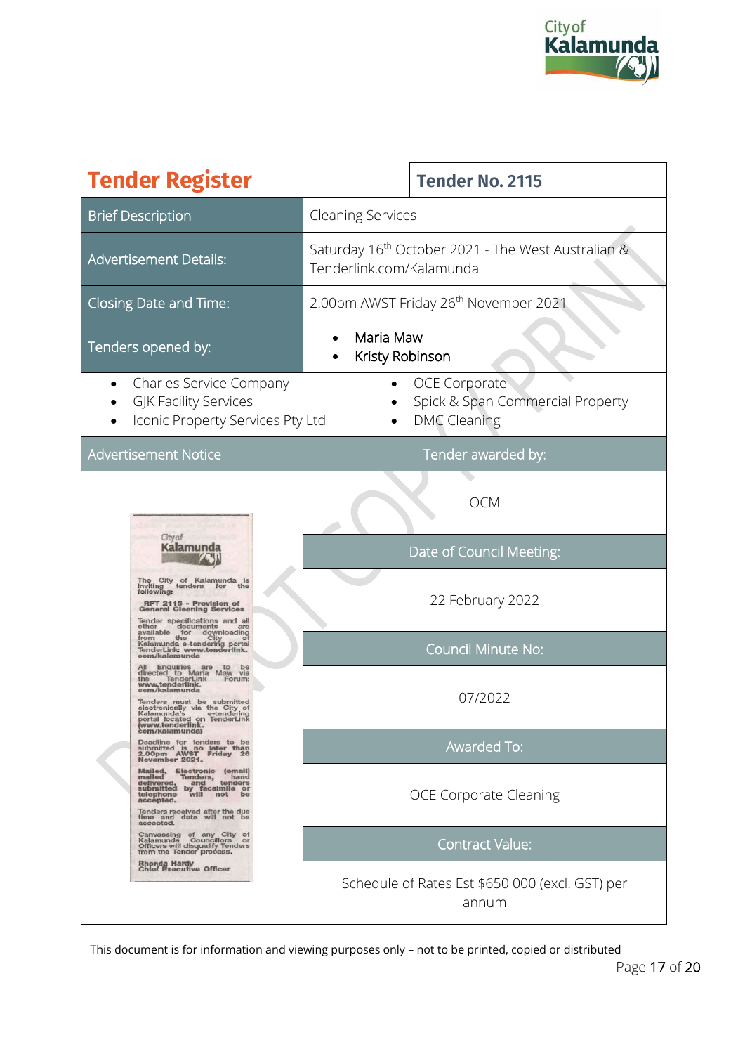# Tender Register

**Tender No. 2115**

| | |
|---|---|
| Brief Description | Cleaning Services |
| Advertisement Details: | Saturday 16th October 2021 - The West Australian & Tenderlink.com/Kalamunda |
| Closing Date and Time: | 2.00pm AWST Friday 26th November 2021 |
| Tenders opened by: | • Maria Maw<br>• Kristy Robinson |

- Charles Service Company
- GJK Facility Services
- Iconic Property Services Pty Ltd
- OCE Corporate
- Spick & Span Commercial Property
- DMC Cleaning

| Advertisement Notice | Tender awarded by: |
|---|---|
| City of Kalamunda<br><br>The City of Kalamunda is inviting tenders for the following:<br><br>**RFT 2115 - Provision of General Cleaning Services**<br><br>Tender specifications and all other documents are available for downloading from the City of Kalamunda e-tendering portal TenderLink **www.tenderlink.com/kalamunda**<br><br>All Enquiries are to be directed to Maria Maw via the TenderLink Forum: **www.tenderlink.com/kalamunda**<br><br>Tenders must be submitted electronically via the City of Kalamunda's e-tendering portal located on TenderLink **(www.tenderlink.com/kalamunda)**<br><br>Deadline for tenders to be submitted is no later than **2.00pm AWST Friday 26 November 2021.**<br><br>**Mailed, Electronic (email) mailed Tenders, hand delivered, and tenders submitted by facsimile or telephone will not be accepted.**<br><br>Tenders received after the due time and date will not be accepted.<br><br>Canvassing of any City of Kalamunda Councillors or Officers will disqualify Tenders from the Tender process.<br><br>**Rhonda Hardy**<br>**Chief Executive Officer** | OCM |
| | **Date of Council Meeting:** |
| | 22 February 2022 |
| | **Council Minute No:** |
| | 07/2022 |
| | **Awarded To:** |
| | OCE Corporate Cleaning |
| | **Contract Value:** |
| | Schedule of Rates Est $650 000 (excl. GST) per annum |

This document is for information and viewing purposes only – not to be printed, copied or distributed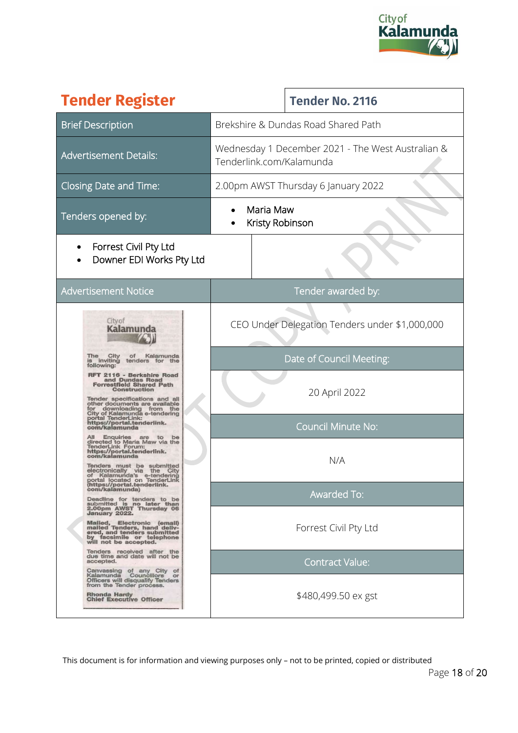# Tender Register

| Tender No. 2116 | |
|---|---|
| Brief Description | Brekshire & Dundas Road Shared Path |
| Advertisement Details: | Wednesday 1 December 2021 - The West Australian & Tenderlink.com/Kalamunda |
| Closing Date and Time: | 2.00pm AWST Thursday 6 January 2022 |
| Tenders opened by: | • Maria Maw<br>• Kristy Robinson |

- Forrest Civil Pty Ltd
- Downer EDI Works Pty Ltd

| Advertisement Notice | Tender awarded by: |
|---|---|
| City of Kalamunda<br><br>The City of Kalamunda is inviting tenders for the following:<br><br>**RFT 2116 - Berkshire Road and Dundas Road Forrestfield Shared Path Construction**<br><br>Tender specifications and all other documents are available for downloading from the City of Kalamunda e-tendering portal TenderLink: **https://portal.tenderlink.com/kalamunda**<br><br>All Enquiries are to be directed to Maria Maw via the TenderLink Forum: **https://portal.tenderlink.com/kalamunda**<br><br>Tenders must be submitted electronically via the City of Kalamunda's e-tendering portal located on TenderLink (https://portal.tenderlink.com/kalamunda)<br><br>Deadline for tenders to be submitted is no later than **2.00pm AWST Thursday 06 January 2022.**<br><br>Mailed, Electronic (email) mailed Tenders, hand delivered, and tenders submitted by facsimile or telephone will not be accepted.<br><br>Tenders received after the due time and date will not be accepted.<br><br>Canvassing of any City of Kalamunda Councillors or Officers will disqualify Tenders from the Tender process.<br><br>**Rhonda Hardy**<br>**Chief Executive Officer** | CEO Under Delegation Tenders under $1,000,000 |
| | **Date of Council Meeting:** |
| | 20 April 2022 |
| | **Council Minute No:** |
| | N/A |
| | **Awarded To:** |
| | Forrest Civil Pty Ltd |
| | **Contract Value:** |
| | $480,499.50 ex gst |

This document is for information and viewing purposes only – not to be printed, copied or distributed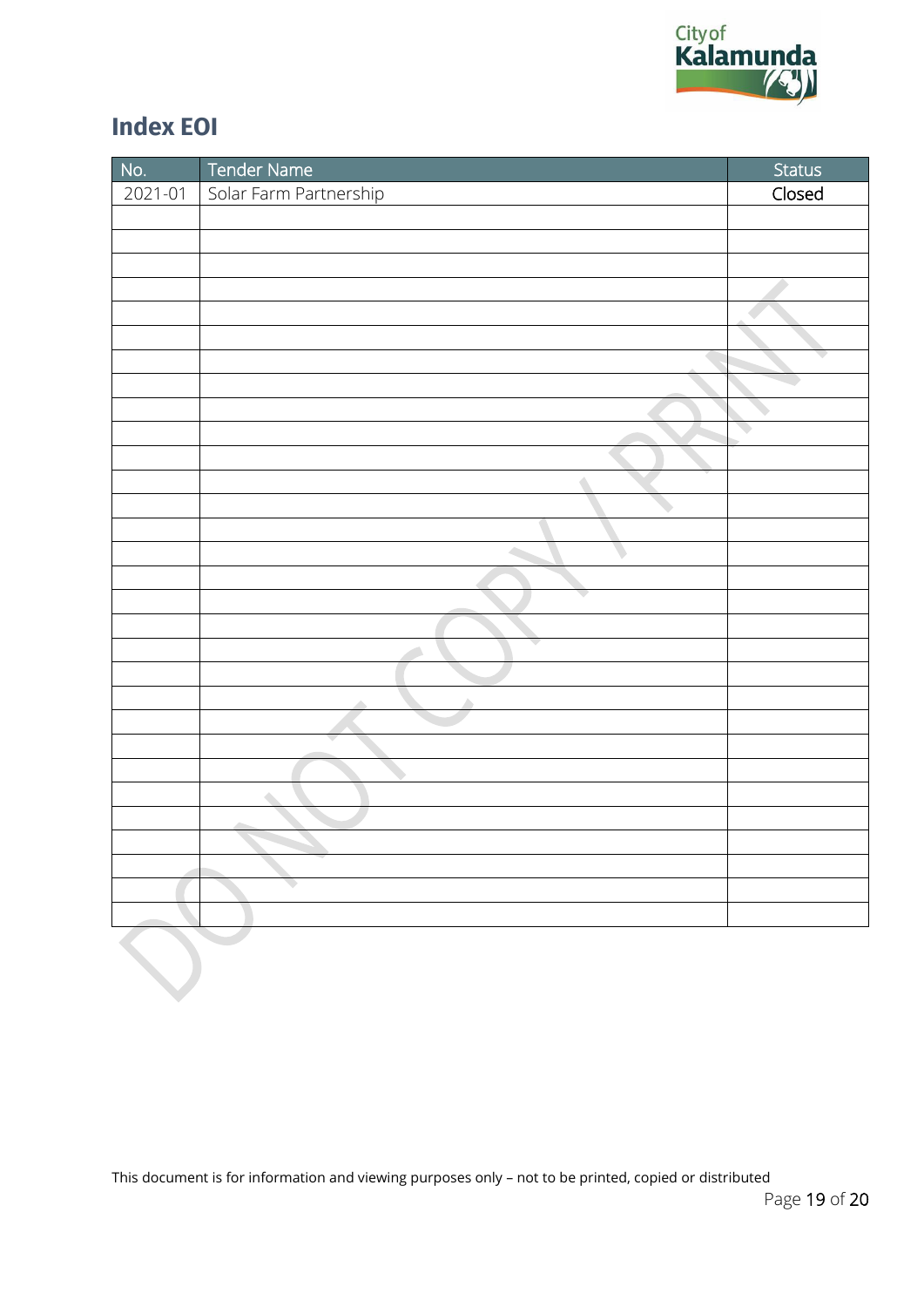## Index EOI

| No. | Tender Name | Status |
|---|---|---|
| 2021-01 | Solar Farm Partnership | Closed |
| | | |
| | | |
| | | |
| | | |
| | | |
| | | |
| | | |
| | | |
| | | |
| | | |
| | | |
| | | |
| | | |
| | | |
| | | |
| | | |
| | | |
| | | |
| | | |
| | | |
| | | |
| | | |
| | | |
| | | |
| | | |
| | | |
| | | |
| | | |
| | | |
| | | |

This document is for information and viewing purposes only – not to be printed, copied or distributed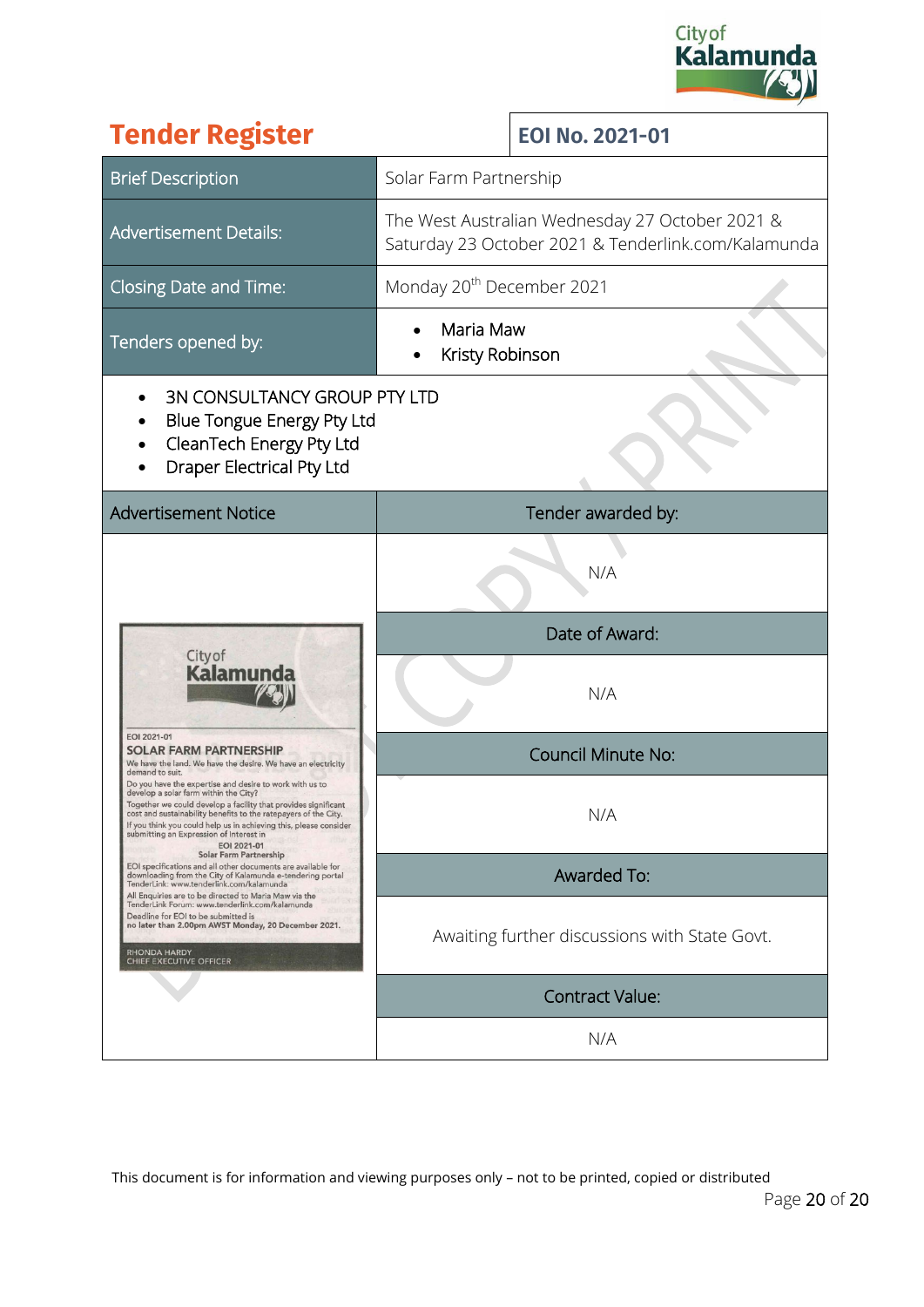# Tender Register

**EOI No. 2021-01**

| | |
|---|---|
| Brief Description | Solar Farm Partnership |
| Advertisement Details: | The West Australian Wednesday 27 October 2021 & Saturday 23 October 2021 & Tenderlink.com/Kalamunda |
| Closing Date and Time: | Monday 20th December 2021 |
| Tenders opened by: | • Maria Maw<br>• Kristy Robinson |

- 3N CONSULTANCY GROUP PTY LTD
- Blue Tongue Energy Pty Ltd
- CleanTech Energy Pty Ltd
- Draper Electrical Pty Ltd

| Advertisement Notice | Tender awarded by: |
|---|---|
| City of Kalamunda<br><br>EOI 2021-01<br>SOLAR FARM PARTNERSHIP<br>We have the land. We have the desire. We have an electricity demand to suit.<br>Do you have the expertise and desire to work with us to develop a solar farm within the City?<br>Together we could develop a facility that provides significant cost and sustainability benefits to the ratepayers of the City.<br>If you think you could help us in achieving this, please consider submitting an Expression of Interest in<br>EOI 2021-01<br>Solar Farm Partnership<br>EOI specifications and all other documents are available for downloading from the City of Kalamunda e-tendering portal TenderLink: www.tenderlink.com/kalamunda<br>All Enquiries are to be directed to Maria Maw via the TenderLink Forum: www.tenderlink.com/kalamunda<br>Deadline for EOI to be submitted is no later than 2.00pm AWST Monday, 20 December 2021.<br>RHONDA HARDY<br>CHIEF EXECUTIVE OFFICER | N/A |
| | **Date of Award:** |
| | N/A |
| | **Council Minute No:** |
| | N/A |
| | **Awarded To:** |
| | Awaiting further discussions with State Govt. |
| | **Contract Value:** |
| | N/A |

This document is for information and viewing purposes only – not to be printed, copied or distributed